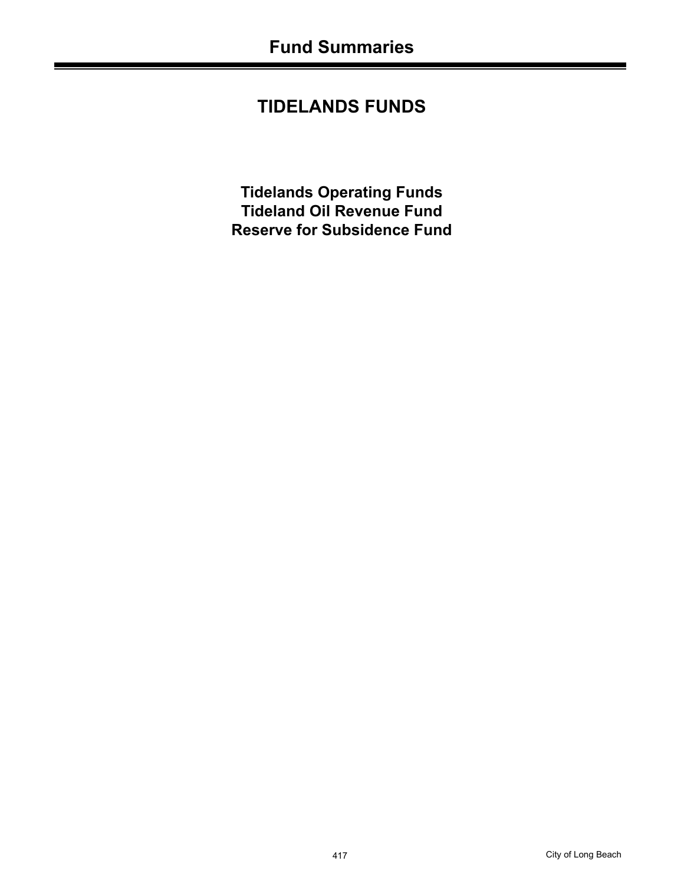# Fund Summaries

## TIDELANDS FUNDS

**Tidelands Operating Funds**
**Tideland Oil Revenue Fund**
**Reserve for Subsidence Fund**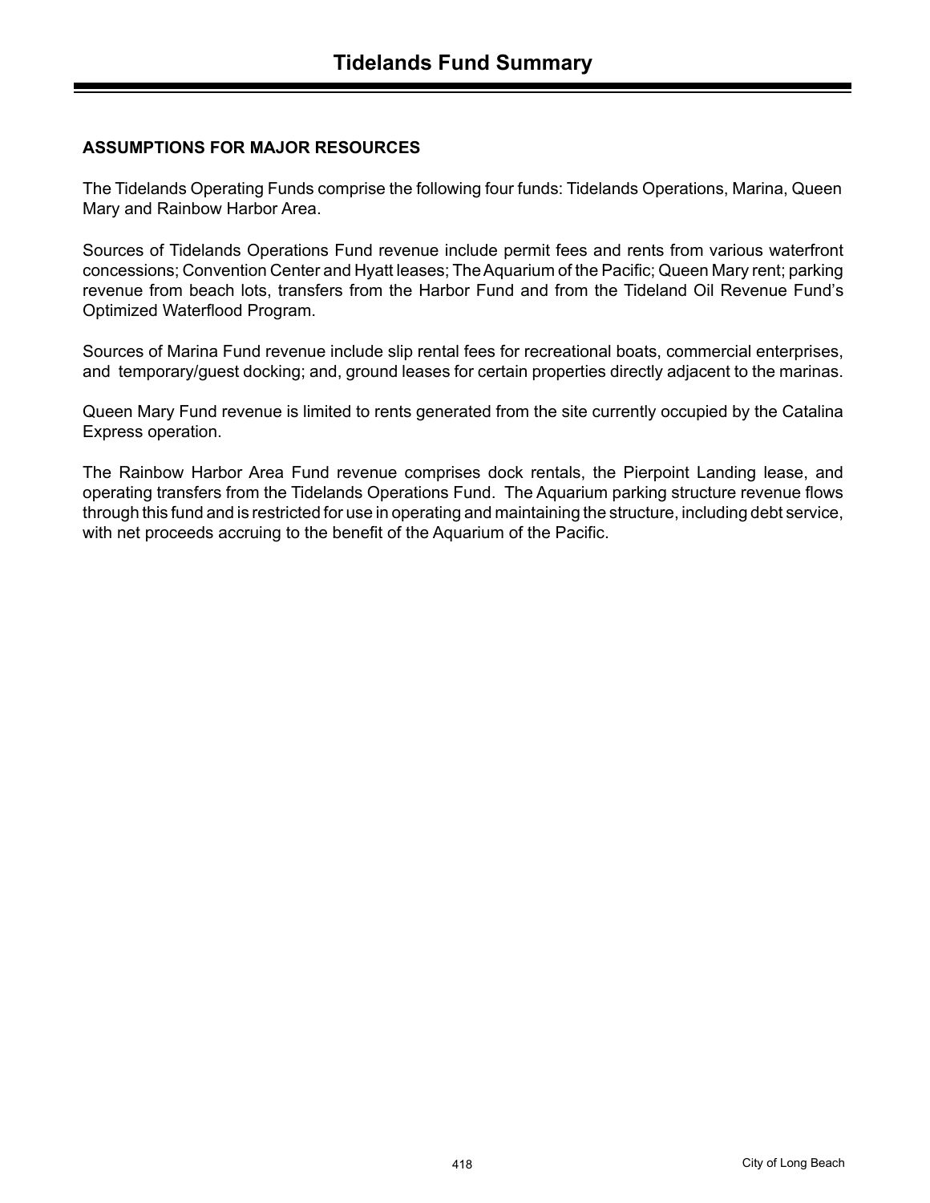# Tidelands Fund Summary

## ASSUMPTIONS FOR MAJOR RESOURCES

The Tidelands Operating Funds comprise the following four funds: Tidelands Operations, Marina, Queen Mary and Rainbow Harbor Area.

Sources of Tidelands Operations Fund revenue include permit fees and rents from various waterfront concessions; Convention Center and Hyatt leases; The Aquarium of the Pacific; Queen Mary rent; parking revenue from beach lots, transfers from the Harbor Fund and from the Tideland Oil Revenue Fund's Optimized Waterflood Program.

Sources of Marina Fund revenue include slip rental fees for recreational boats, commercial enterprises, and temporary/guest docking; and, ground leases for certain properties directly adjacent to the marinas.

Queen Mary Fund revenue is limited to rents generated from the site currently occupied by the Catalina Express operation.

The Rainbow Harbor Area Fund revenue comprises dock rentals, the Pierpoint Landing lease, and operating transfers from the Tidelands Operations Fund. The Aquarium parking structure revenue flows through this fund and is restricted for use in operating and maintaining the structure, including debt service, with net proceeds accruing to the benefit of the Aquarium of the Pacific.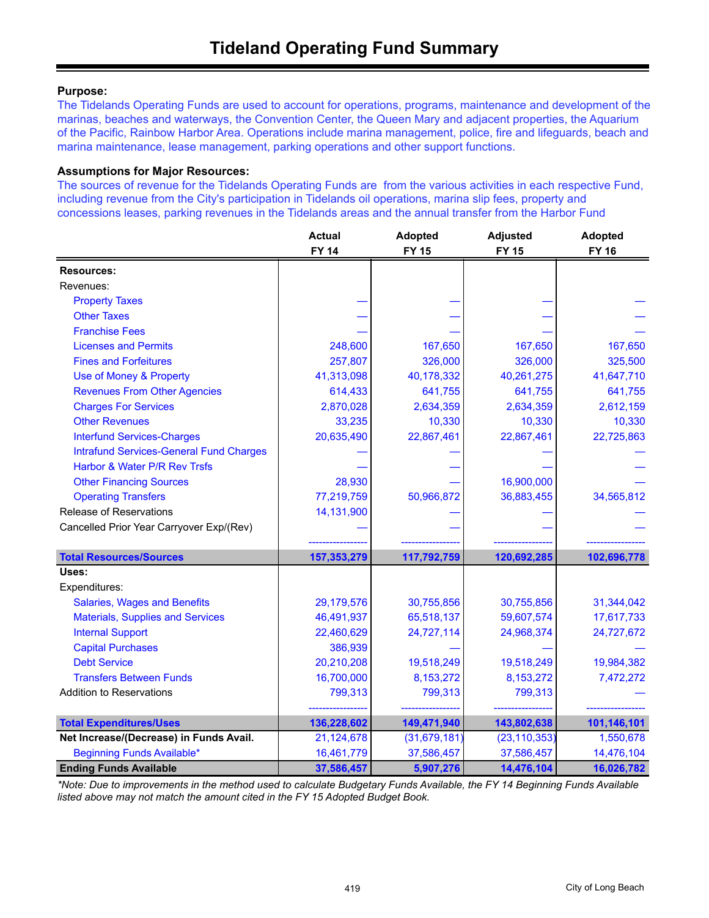# Tideland Operating Fund Summary

**Purpose:**
The Tidelands Operating Funds are used to account for operations, programs, maintenance and development of the marinas, beaches and waterways, the Convention Center, the Queen Mary and adjacent properties, the Aquarium of the Pacific, Rainbow Harbor Area. Operations include marina management, police, fire and lifeguards, beach and marina maintenance, lease management, parking operations and other support functions.

**Assumptions for Major Resources:**
The sources of revenue for the Tidelands Operating Funds are from the various activities in each respective Fund, including revenue from the City's participation in Tidelands oil operations, marina slip fees, property and concessions leases, parking revenues in the Tidelands areas and the annual transfer from the Harbor Fund

| | Actual FY 14 | Adopted FY 15 | Adjusted FY 15 | Adopted FY 16 |
|---|---|---|---|---|
| **Resources:** | | | | |
| Revenues: | | | | |
| Property Taxes | — | — | — | — |
| Other Taxes | — | — | — | — |
| Franchise Fees | — | — | — | — |
| Licenses and Permits | 248,600 | 167,650 | 167,650 | 167,650 |
| Fines and Forfeitures | 257,807 | 326,000 | 326,000 | 325,500 |
| Use of Money & Property | 41,313,098 | 40,178,332 | 40,261,275 | 41,647,710 |
| Revenues From Other Agencies | 614,433 | 641,755 | 641,755 | 641,755 |
| Charges For Services | 2,870,028 | 2,634,359 | 2,634,359 | 2,612,159 |
| Other Revenues | 33,235 | 10,330 | 10,330 | 10,330 |
| Interfund Services-Charges | 20,635,490 | 22,867,461 | 22,867,461 | 22,725,863 |
| Intrafund Services-General Fund Charges | — | — | — | — |
| Harbor & Water P/R Rev Trsfs | — | — | — | — |
| Other Financing Sources | 28,930 | — | 16,900,000 | — |
| Operating Transfers | 77,219,759 | 50,966,872 | 36,883,455 | 34,565,812 |
| Release of Reservations | 14,131,900 | — | — | — |
| Cancelled Prior Year Carryover Exp/(Rev) | — | — | — | — |
| **Total Resources/Sources** | **157,353,279** | **117,792,759** | **120,692,285** | **102,696,778** |
| **Uses:** | | | | |
| Expenditures: | | | | |
| Salaries, Wages and Benefits | 29,179,576 | 30,755,856 | 30,755,856 | 31,344,042 |
| Materials, Supplies and Services | 46,491,937 | 65,518,137 | 59,607,574 | 17,617,733 |
| Internal Support | 22,460,629 | 24,727,114 | 24,968,374 | 24,727,672 |
| Capital Purchases | 386,939 | — | — | — |
| Debt Service | 20,210,208 | 19,518,249 | 19,518,249 | 19,984,382 |
| Transfers Between Funds | 16,700,000 | 8,153,272 | 8,153,272 | 7,472,272 |
| Addition to Reservations | 799,313 | 799,313 | 799,313 | — |
| **Total Expenditures/Uses** | **136,228,602** | **149,471,940** | **143,802,638** | **101,146,101** |
| **Net Increase/(Decrease) in Funds Avail.** | 21,124,678 | (31,679,181) | (23,110,353) | 1,550,678 |
| Beginning Funds Available* | 16,461,779 | 37,586,457 | 37,586,457 | 14,476,104 |
| **Ending Funds Available** | **37,586,457** | **5,907,276** | **14,476,104** | **16,026,782** |

*\*Note: Due to improvements in the method used to calculate Budgetary Funds Available, the FY 14 Beginning Funds Available listed above may not match the amount cited in the FY 15 Adopted Budget Book.*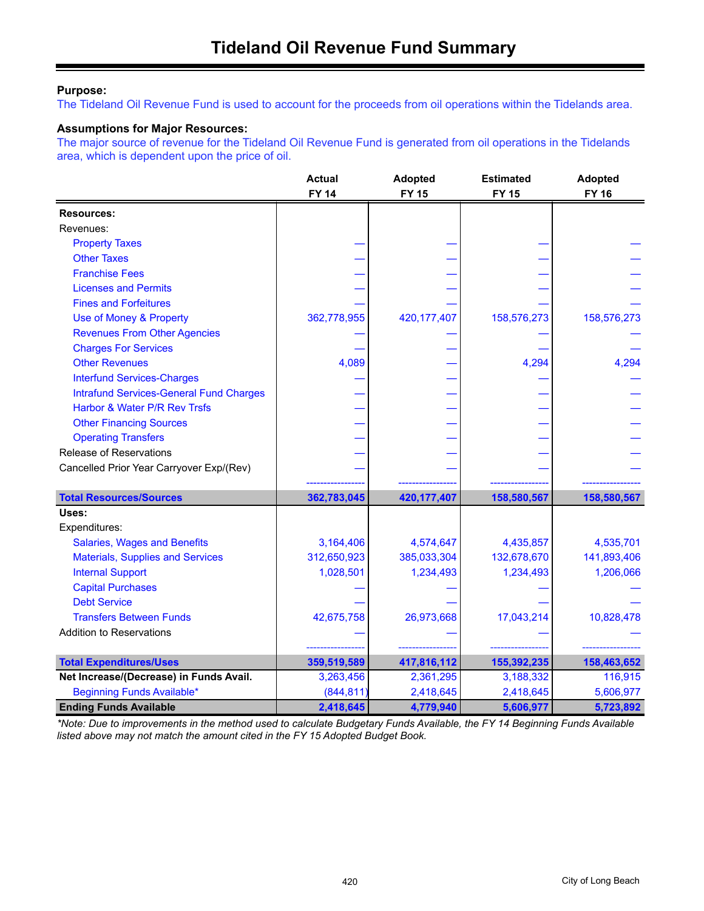# Tideland Oil Revenue Fund Summary

**Purpose:**
The Tideland Oil Revenue Fund is used to account for the proceeds from oil operations within the Tidelands area.

**Assumptions for Major Resources:**
The major source of revenue for the Tideland Oil Revenue Fund is generated from oil operations in the Tidelands area, which is dependent upon the price of oil.

| | Actual FY 14 | Adopted FY 15 | Estimated FY 15 | Adopted FY 16 |
|---|---|---|---|---|
| **Resources:** | | | | |
| Revenues: | | | | |
| Property Taxes | — | — | — | — |
| Other Taxes | — | — | — | — |
| Franchise Fees | — | — | — | — |
| Licenses and Permits | — | — | — | — |
| Fines and Forfeitures | — | — | — | — |
| Use of Money & Property | 362,778,955 | 420,177,407 | 158,576,273 | 158,576,273 |
| Revenues From Other Agencies | — | — | — | — |
| Charges For Services | — | — | — | — |
| Other Revenues | 4,089 | — | 4,294 | 4,294 |
| Interfund Services-Charges | — | — | — | — |
| Intrafund Services-General Fund Charges | — | — | — | — |
| Harbor & Water P/R Rev Trsfs | — | — | — | — |
| Other Financing Sources | — | — | — | — |
| Operating Transfers | — | — | — | — |
| Release of Reservations | — | — | — | — |
| Cancelled Prior Year Carryover Exp/(Rev) | — | — | — | — |
| **Total Resources/Sources** | **362,783,045** | **420,177,407** | **158,580,567** | **158,580,567** |
| **Uses:** | | | | |
| Expenditures: | | | | |
| Salaries, Wages and Benefits | 3,164,406 | 4,574,647 | 4,435,857 | 4,535,701 |
| Materials, Supplies and Services | 312,650,923 | 385,033,304 | 132,678,670 | 141,893,406 |
| Internal Support | 1,028,501 | 1,234,493 | 1,234,493 | 1,206,066 |
| Capital Purchases | — | — | — | — |
| Debt Service | — | — | — | — |
| Transfers Between Funds | 42,675,758 | 26,973,668 | 17,043,214 | 10,828,478 |
| Addition to Reservations | — | — | — | — |
| **Total Expenditures/Uses** | **359,519,589** | **417,816,112** | **155,392,235** | **158,463,652** |
| **Net Increase/(Decrease) in Funds Avail.** | 3,263,456 | 2,361,295 | 3,188,332 | 116,915 |
| Beginning Funds Available* | (844,811) | 2,418,645 | 2,418,645 | 5,606,977 |
| **Ending Funds Available** | **2,418,645** | **4,779,940** | **5,606,977** | **5,723,892** |

*\*Note: Due to improvements in the method used to calculate Budgetary Funds Available, the FY 14 Beginning Funds Available listed above may not match the amount cited in the FY 15 Adopted Budget Book.*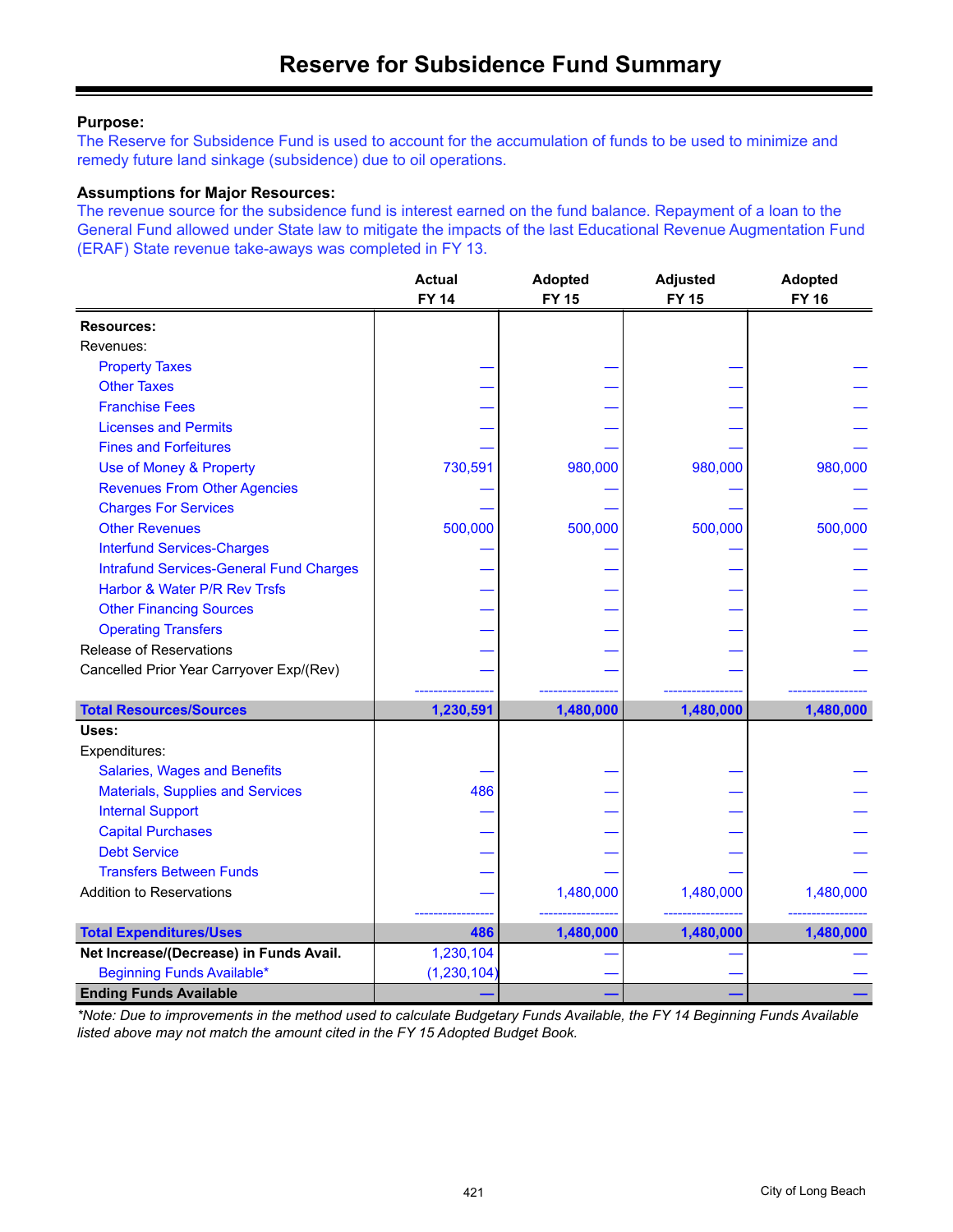# Reserve for Subsidence Fund Summary

**Purpose:**

The Reserve for Subsidence Fund is used to account for the accumulation of funds to be used to minimize and remedy future land sinkage (subsidence) due to oil operations.

**Assumptions for Major Resources:**

The revenue source for the subsidence fund is interest earned on the fund balance. Repayment of a loan to the General Fund allowed under State law to mitigate the impacts of the last Educational Revenue Augmentation Fund (ERAF) State revenue take-aways was completed in FY 13.

| | Actual FY 14 | Adopted FY 15 | Adjusted FY 15 | Adopted FY 16 |
|---|---|---|---|---|
| **Resources:** | | | | |
| Revenues: | | | | |
| Property Taxes | — | — | — | — |
| Other Taxes | — | — | — | — |
| Franchise Fees | — | — | — | — |
| Licenses and Permits | — | — | — | — |
| Fines and Forfeitures | — | — | — | — |
| Use of Money & Property | 730,591 | 980,000 | 980,000 | 980,000 |
| Revenues From Other Agencies | — | — | — | — |
| Charges For Services | — | — | — | — |
| Other Revenues | 500,000 | 500,000 | 500,000 | 500,000 |
| Interfund Services-Charges | — | — | — | — |
| Intrafund Services-General Fund Charges | — | — | — | — |
| Harbor & Water P/R Rev Trsfs | — | — | — | — |
| Other Financing Sources | — | — | — | — |
| Operating Transfers | — | — | — | — |
| Release of Reservations | — | — | — | — |
| Cancelled Prior Year Carryover Exp/(Rev) | — | — | — | — |
| **Total Resources/Sources** | **1,230,591** | **1,480,000** | **1,480,000** | **1,480,000** |
| **Uses:** | | | | |
| Expenditures: | | | | |
| Salaries, Wages and Benefits | — | — | — | — |
| Materials, Supplies and Services | 486 | — | — | — |
| Internal Support | — | — | — | — |
| Capital Purchases | — | — | — | — |
| Debt Service | — | — | — | — |
| Transfers Between Funds | — | — | — | — |
| Addition to Reservations | — | 1,480,000 | 1,480,000 | 1,480,000 |
| **Total Expenditures/Uses** | **486** | **1,480,000** | **1,480,000** | **1,480,000** |
| **Net Increase/(Decrease) in Funds Avail.** | 1,230,104 | — | — | — |
| Beginning Funds Available* | (1,230,104) | — | — | — |
| **Ending Funds Available** | **—** | **—** | **—** | **—** |

*\*Note: Due to improvements in the method used to calculate Budgetary Funds Available, the FY 14 Beginning Funds Available listed above may not match the amount cited in the FY 15 Adopted Budget Book.*